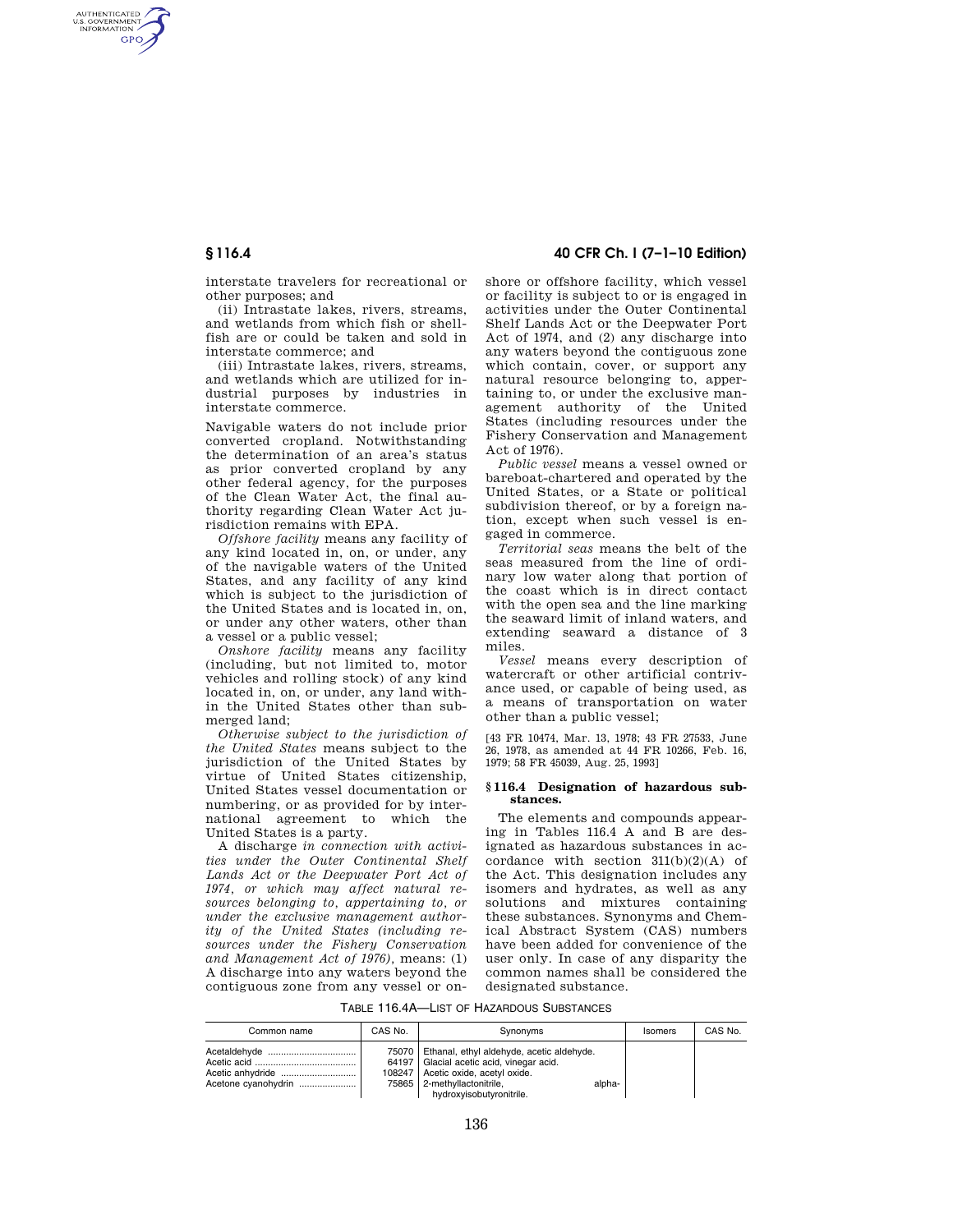interstate travelers for recreational or other purposes; and

(ii) Intrastate lakes, rivers, streams, and wetlands from which fish or shellfish are or could be taken and sold in interstate commerce; and

(iii) Intrastate lakes, rivers, streams, and wetlands which are utilized for industrial purposes by industries in interstate commerce.

Navigable waters do not include prior converted cropland. Notwithstanding the determination of an area's status as prior converted cropland by any other federal agency, for the purposes of the Clean Water Act, the final authority regarding Clean Water Act jurisdiction remains with EPA.

*Offshore facility* means any facility of any kind located in, on, or under, any of the navigable waters of the United States, and any facility of any kind which is subject to the jurisdiction of the United States and is located in, on, or under any other waters, other than a vessel or a public vessel;

*Onshore facility* means any facility (including, but not limited to, motor vehicles and rolling stock) of any kind located in, on, or under, any land within the United States other than submerged land;

*Otherwise subject to the jurisdiction of the United States* means subject to the jurisdiction of the United States by virtue of United States citizenship, United States vessel documentation or numbering, or as provided for by international agreement to which the United States is a party.

A discharge *in connection with activities under the Outer Continental Shelf Lands Act or the Deepwater Port Act of 1974, or which may affect natural resources belonging to, appertaining to, or under the exclusive management authority of the United States (including resources under the Fishery Conservation and Management Act of 1976),* means: (1) A discharge into any waters beyond the contiguous zone from any vessel or onshore or offshore facility, which vessel or facility is subject to or is engaged in activities under the Outer Continental Shelf Lands Act or the Deepwater Port Act of 1974, and (2) any discharge into any waters beyond the contiguous zone which contain, cover, or support any natural resource belonging to, appertaining to, or under the exclusive management authority of the United States (including resources under the Fishery Conservation and Management Act of 1976).

*Public vessel* means a vessel owned or bareboat-chartered and operated by the United States, or a State or political subdivision thereof, or by a foreign nation, except when such vessel is engaged in commerce.

*Territorial seas* means the belt of the seas measured from the line of ordinary low water along that portion of the coast which is in direct contact with the open sea and the line marking the seaward limit of inland waters, and extending seaward a distance of 3 miles.

*Vessel* means every description of watercraft or other artificial contrivance used, or capable of being used, as a means of transportation on water other than a public vessel;

[43 FR 10474, Mar. 13, 1978; 43 FR 27533, June 26, 1978, as amended at 44 FR 10266, Feb. 16, 1979; 58 FR 45039, Aug. 25, 1993]

### § 116.4 Designation of hazardous substances.

The elements and compounds appearing in Tables 116.4 A and B are designated as hazardous substances in accordance with section 311(b)(2)(A) of the Act. This designation includes any isomers and hydrates, as well as any solutions and mixtures containing these substances. Synonyms and Chemical Abstract System (CAS) numbers have been added for convenience of the user only. In case of any disparity the common names shall be considered the designated substance.

TABLE 116.4A—LIST OF HAZARDOUS SUBSTANCES

| Common name | CAS No. | Synonyms | Isomers | CAS No. |
|---|---|---|---|---|
| Acetaldehyde | 75070 | Ethanal, ethyl aldehyde, acetic aldehyde. | | |
| Acetic acid | 64197 | Glacial acetic acid, vinegar acid. | | |
| Acetic anhydride | 108247 | Acetic oxide, acetyl oxide. | | |
| Acetone cyanohydrin | 75865 | 2-methyllactonitrile, alpha-hydroxyisobutyronitrile. | | |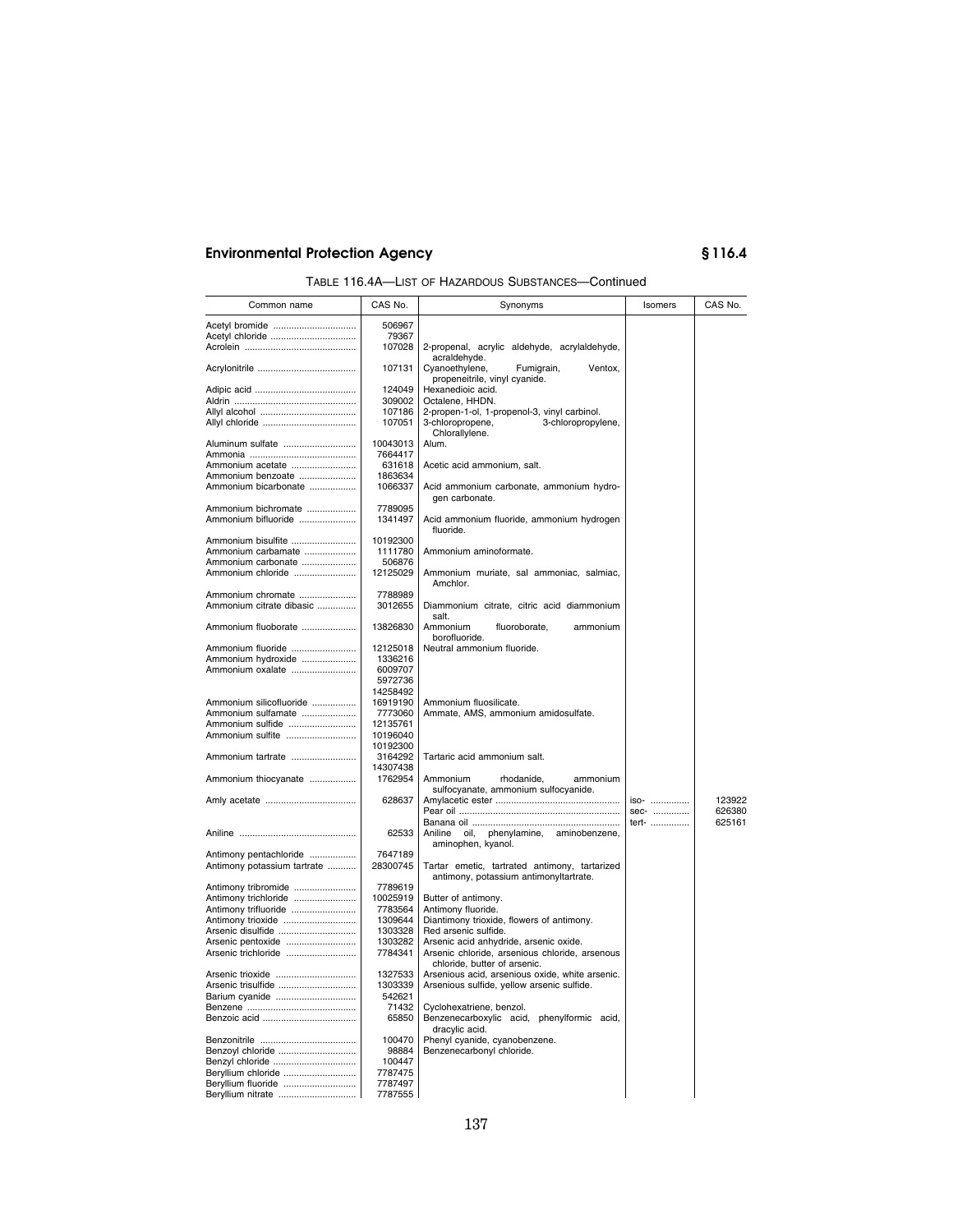TABLE 116.4A—LIST OF HAZARDOUS SUBSTANCES—Continued

| Common name | CAS No. | Synonyms | Isomers | CAS No. |
|---|---|---|---|---|
| Acetyl bromide | 506967 | | | |
| Acetyl chloride | 79367 | | | |
| Acrolein | 107028 | 2-propenal, acrylic aldehyde, acrylaldehyde, acraldehyde. | | |
| Acrylonitrile | 107131 | Cyanoethylene, Fumigrain, Ventox, propeneitrile, vinyl cyanide. | | |
| Adipic acid | 124049 | Hexanedioic acid. | | |
| Aldrin | 309002 | Octalene, HHDN. | | |
| Allyl alcohol | 107186 | 2-propen-1-ol, 1-propenol-3, vinyl carbinol. | | |
| Allyl chloride | 107051 | 3-chloropropene, 3-chloropropylene, Chlorallylene. | | |
| Aluminum sulfate | 10043013 | Alum. | | |
| Ammonia | 7664417 | | | |
| Ammonium acetate | 631618 | Acetic acid ammonium, salt. | | |
| Ammonium benzoate | 1863634 | | | |
| Ammonium bicarbonate | 1066337 | Acid ammonium carbonate, ammonium hydrogen carbonate. | | |
| Ammonium bichromate | 7789095 | | | |
| Ammonium bifluoride | 1341497 | Acid ammonium fluoride, ammonium hydrogen fluoride. | | |
| Ammonium bisulfite | 10192300 | | | |
| Ammonium carbamate | 1111780 | Ammonium aminoformate. | | |
| Ammonium carbonate | 506876 | | | |
| Ammonium chloride | 12125029 | Ammonium muriate, sal ammoniac, salmiac, Amchlor. | | |
| Ammonium chromate | 7788989 | | | |
| Ammonium citrate dibasic | 3012655 | Diammonium citrate, citric acid diammonium salt. | | |
| Ammonium fluoborate | 13826830 | Ammonium fluoroborate, ammonium borofluoride. | | |
| Ammonium fluoride | 12125018 | Neutral ammonium fluoride. | | |
| Ammonium hydroxide | 1336216 | | | |
| Ammonium oxalate | 6009707 | | | |
| | 5972736 | | | |
| | 14258492 | | | |
| Ammonium silicofluoride | 16919190 | Ammonium fluosilicate. | | |
| Ammonium sulfamate | 7773060 | Ammate, AMS, ammonium amidosulfate. | | |
| Ammonium sulfide | 12135761 | | | |
| Ammonium sulfite | 10196040 | | | |
| | 10192300 | | | |
| Ammonium tartrate | 3164292 | Tartaric acid ammonium salt. | | |
| | 14307438 | | | |
| Ammonium thiocyanate | 1762954 | Ammonium rhodanide, ammonium sulfocyanate, ammonium sulfocyanide. | | |
| Amly acetate | 628637 | Amylacetic ester | iso- | 123922 |
| | | Pear oil | sec- | 626380 |
| | | Banana oil | tert- | 625161 |
| Aniline | 62533 | Aniline oil, phenylamine, aminobenzene, aminophen, kyanol. | | |
| Antimony pentachloride | 7647189 | | | |
| Antimony potassium tartrate | 28300745 | Tartar emetic, tartrated antimony, tartarized antimony, potassium antimonyltartrate. | | |
| Antimony tribromide | 7789619 | | | |
| Antimony trichloride | 10025919 | Butter of antimony. | | |
| Antimony trifluoride | 7783564 | Antimony fluoride. | | |
| Antimony trioxide | 1309644 | Diantimony trioxide, flowers of antimony. | | |
| Arsenic disulfide | 1303328 | Red arsenic sulfide. | | |
| Arsenic pentoxide | 1303282 | Arsenic acid anhydride, arsenic oxide. | | |
| Arsenic trichloride | 7784341 | Arsenic chloride, arsenious chloride, arsenous chloride, butter of arsenic. | | |
| Arsenic trioxide | 1327533 | Arsenious acid, arsenious oxide, white arsenic. | | |
| Arsenic trisulfide | 1303339 | Arsenious sulfide, yellow arsenic sulfide. | | |
| Barium cyanide | 542621 | | | |
| Benzene | 71432 | Cyclohexatriene, benzol. | | |
| Benzoic acid | 65850 | Benzenecarboxylic acid, phenylformic acid, dracylic acid. | | |
| Benzonitrile | 100470 | Phenyl cyanide, cyanobenzene. | | |
| Benzoyl chloride | 98884 | Benzenecarbonyl chloride. | | |
| Benzyl chloride | 100447 | | | |
| Beryllium chloride | 7787475 | | | |
| Beryllium fluoride | 7787497 | | | |
| Beryllium nitrate | 7787555 | | | |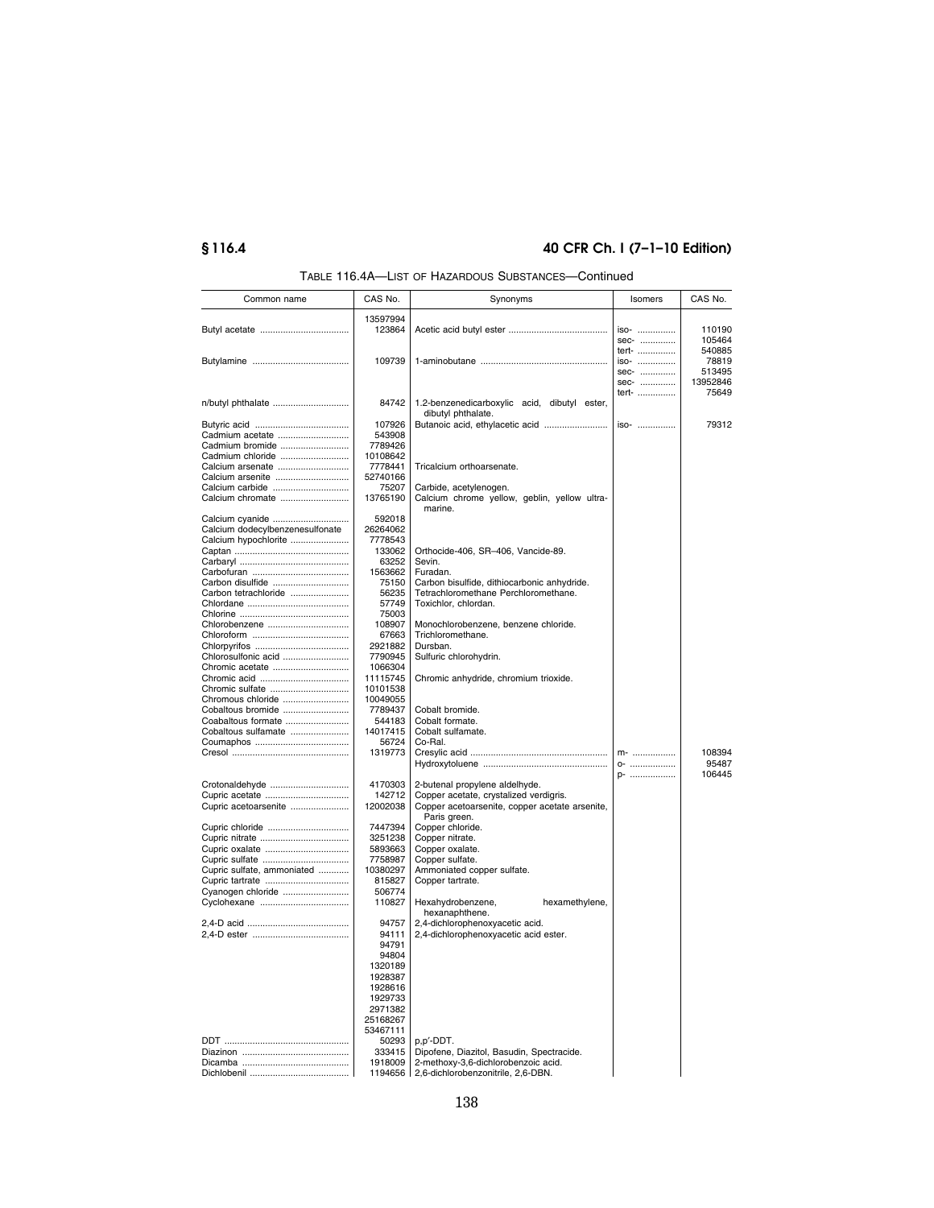TABLE 116.4A—LIST OF HAZARDOUS SUBSTANCES—Continued

| Common name | CAS No. | Synonyms | Isomers | CAS No. |
|---|---|---|---|---|
| | 13597994 | | | |
| Butyl acetate | 123864 | Acetic acid butyl ester | iso- | 110190 |
| | | | sec- | 105464 |
| | | | tert- | 540885 |
| Butylamine | 109739 | 1-aminobutane | iso- | 78819 |
| | | | sec- | 513495 |
| | | | sec- | 13952846 |
| | | | tert- | 75649 |
| n/butyl phthalate | 84742 | 1.2-benzenedicarboxylic acid, dibutyl ester, dibutyl phthalate. | | |
| Butyric acid | 107926 | Butanoic acid, ethylacetic acid | iso- | 79312 |
| Cadmium acetate | 543908 | | | |
| Cadmium bromide | 7789426 | | | |
| Cadmium chloride | 10108642 | | | |
| Calcium arsenate | 7778441 | Tricalcium orthoarsenate. | | |
| Calcium arsenite | 52740166 | | | |
| Calcium carbide | 75207 | Carbide, acetylenogen. | | |
| Calcium chromate | 13765190 | Calcium chrome yellow, geblin, yellow ultramarine. | | |
| Calcium cyanide | 592018 | | | |
| Calcium dodecylbenzenesulfonate | 26264062 | | | |
| Calcium hypochlorite | 7778543 | | | |
| Captan | 133062 | Orthocide-406, SR–406, Vancide-89. | | |
| Carbaryl | 63252 | Sevin. | | |
| Carbofuran | 1563662 | Furadan. | | |
| Carbon disulfide | 75150 | Carbon bisulfide, dithiocarbonic anhydride. | | |
| Carbon tetrachloride | 56235 | Tetrachloromethane Perchloromethane. | | |
| Chlordane | 57749 | Toxichlor, chlordan. | | |
| Chlorine | 75003 | | | |
| Chlorobenzene | 108907 | Monochlorobenzene, benzene chloride. | | |
| Chloroform | 67663 | Trichloromethane. | | |
| Chlorpyrifos | 2921882 | Dursban. | | |
| Chlorosulfonic acid | 7790945 | Sulfuric chlorohydrin. | | |
| Chromic acetate | 1066304 | | | |
| Chromic acid | 11115745 | Chromic anhydride, chromium trioxide. | | |
| Chromic sulfate | 10101538 | | | |
| Chromous chloride | 10049055 | | | |
| Cobaltous bromide | 7789437 | Cobalt bromide. | | |
| Coabaltous formate | 544183 | Cobalt formate. | | |
| Cobaltous sulfamate | 14017415 | Cobalt sulfamate. | | |
| Coumaphos | 56724 | Co-Ral. | | |
| Cresol | 1319773 | Cresylic acid | m- | 108394 |
| | | Hydroxytoluene | o- | 95487 |
| | | | p- | 106445 |
| Crotonaldehyde | 4170303 | 2-butenal propylene aldelhyde. | | |
| Cupric acetate | 142712 | Copper acetate, crystalized verdigris. | | |
| Cupric acetoarsenite | 12002038 | Copper acetoarsenite, copper acetate arsenite, Paris green. | | |
| Cupric chloride | 7447394 | Copper chloride. | | |
| Cupric nitrate | 3251238 | Copper nitrate. | | |
| Cupric oxalate | 5893663 | Copper oxalate. | | |
| Cupric sulfate | 7758987 | Copper sulfate. | | |
| Cupric sulfate, ammoniated | 10380297 | Ammoniated copper sulfate. | | |
| Cupric tartrate | 815827 | Copper tartrate. | | |
| Cyanogen chloride | 506774 | | | |
| Cyclohexane | 110827 | Hexahydrobenzene, hexamethylene, hexanaphthene. | | |
| 2,4-D acid | 94757 | 2,4-dichlorophenoxyacetic acid. | | |
| 2,4-D ester | 94111 | 2,4-dichlorophenoxyacetic acid ester. | | |
| | 94791 | | | |
| | 94804 | | | |
| | 1320189 | | | |
| | 1928387 | | | |
| | 1928616 | | | |
| | 1929733 | | | |
| | 2971382 | | | |
| | 25168267 | | | |
| | 53467111 | | | |
| DDT | 50293 | p,p′-DDT. | | |
| Diazinon | 333415 | Dipofene, Diazitol, Basudin, Spectracide. | | |
| Dicamba | 1918009 | 2-methoxy-3,6-dichlorobenzoic acid. | | |
| Dichlobenil | 1194656 | 2,6-dichlorobenzonitrile, 2,6-DBN. | | |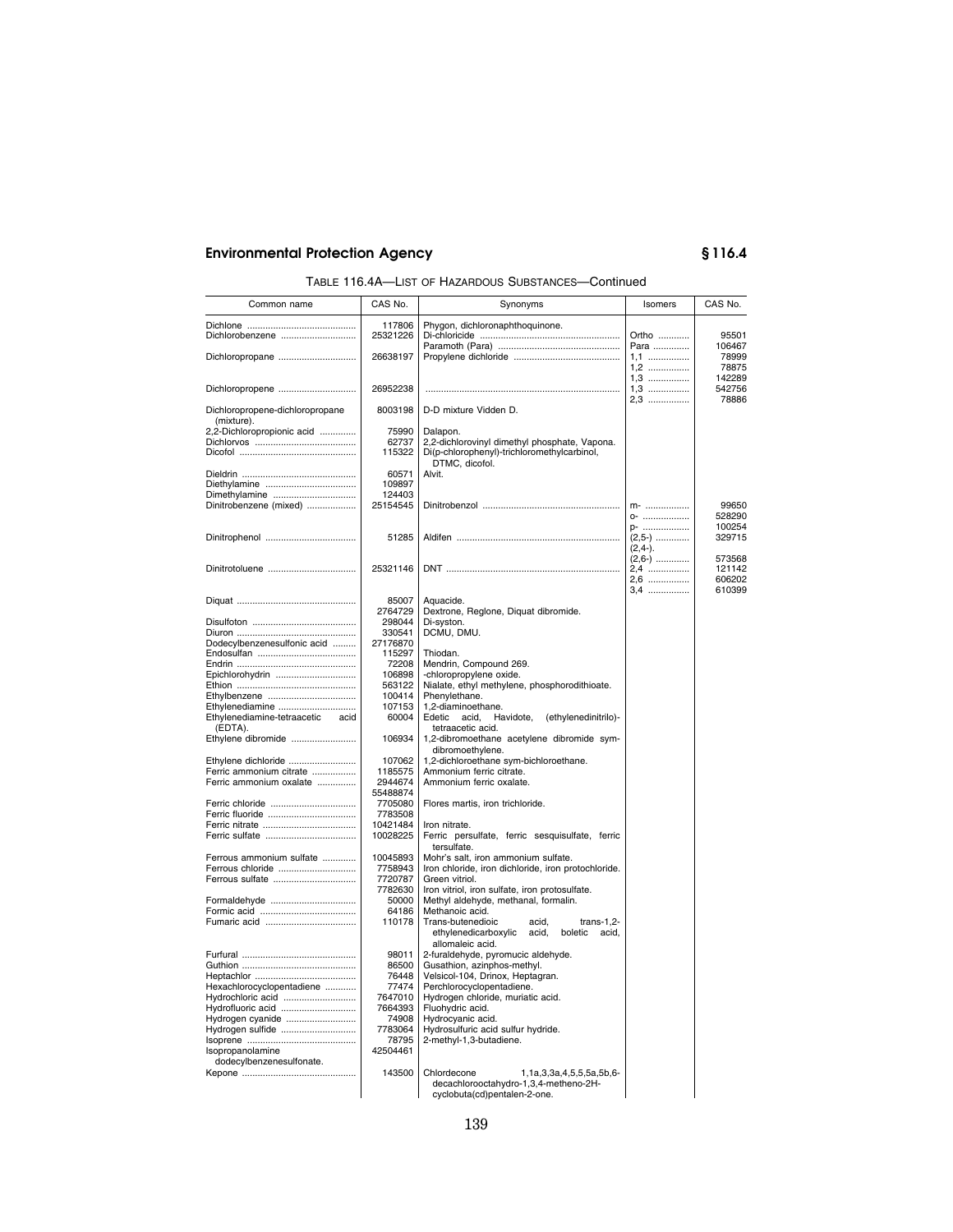TABLE 116.4A—LIST OF HAZARDOUS SUBSTANCES—Continued

| Common name | CAS No. | Synonyms | Isomers | CAS No. |
|---|---|---|---|---|
| Dichlone | 117806 | Phygon, dichloronaphthoquinone. | | |
| Dichlorobenzene | 25321226 | Di-chloricide | Ortho | 95501 |
| | | Paramoth (Para) | Para | 106467 |
| Dichloropropane | 26638197 | Propylene dichloride | 1,1 | 78999 |
| | | | 1,2 | 78875 |
| | | | 1,3 | 142289 |
| Dichloropropene | 26952238 | | 1,3 | 542756 |
| | | | 2,3 | 78886 |
| Dichloropropene-dichloropropane (mixture). | 8003198 | D-D mixture Vidden D. | | |
| 2,2-Dichloropropionic acid | 75990 | Dalapon. | | |
| Dichlorvos | 62737 | 2,2-dichlorovinyl dimethyl phosphate, Vapona. | | |
| Dicofol | 115322 | Di(p-chlorophenyl)-trichloromethylcarbinol, DTMC, dicofol. | | |
| Dieldrin | 60571 | Alvit. | | |
| Diethylamine | 109897 | | | |
| Dimethylamine | 124403 | | | |
| Dinitrobenzene (mixed) | 25154545 | Dinitrobenzol | m- | 99650 |
| | | | o- | 528290 |
| | | | p- | 100254 |
| Dinitrophenol | 51285 | Aldifen | (2,5-) | 329715 |
| | | | (2,4-). | |
| | | | (2,6-) | 573568 |
| Dinitrotoluene | 25321146 | DNT | 2,4 | 121142 |
| | | | 2,6 | 606202 |
| | | | 3,4 | 610399 |
| Diquat | 85007 | Aquacide. | | |
| | 2764729 | Dextrone, Reglone, Diquat dibromide. | | |
| Disulfoton | 298044 | Di-syston. | | |
| Diuron | 330541 | DCMU, DMU. | | |
| Dodecylbenzenesulfonic acid | 27176870 | | | |
| Endosulfan | 115297 | Thiodan. | | |
| Endrin | 72208 | Mendrin, Compound 269. | | |
| Epichlorohydrin | 106898 | -chloropropylene oxide. | | |
| Ethion | 563122 | Nialate, ethyl methylene, phosphorodithioate. | | |
| Ethylbenzene | 100414 | Phenylethane. | | |
| Ethylenediamine | 107153 | 1,2-diaminoethane. | | |
| Ethylenediamine-tetraacetic acid (EDTA). | 60004 | Edetic acid, Havidote, (ethylenedinitrilo)-tetraacetic acid. | | |
| Ethylene dibromide | 106934 | 1,2-dibromoethane acetylene dibromide sym-dibromoethylene. | | |
| Ethylene dichloride | 107062 | 1,2-dichloroethane sym-bichloroethane. | | |
| Ferric ammonium citrate | 1185575 | Ammonium ferric citrate. | | |
| Ferric ammonium oxalate | 2944674 | Ammonium ferric oxalate. | | |
| | 55488874 | | | |
| Ferric chloride | 7705080 | Flores martis, iron trichloride. | | |
| Ferric fluoride | 7783508 | | | |
| Ferric nitrate | 10421484 | Iron nitrate. | | |
| Ferric sulfate | 10028225 | Ferric persulfate, ferric sesquisulfate, ferric tersulfate. | | |
| Ferrous ammonium sulfate | 10045893 | Mohr's salt, iron ammonium sulfate. | | |
| Ferrous chloride | 7758943 | Iron chloride, iron dichloride, iron protochloride. | | |
| Ferrous sulfate | 7720787 | Green vitriol. | | |
| | 7782630 | Iron vitriol, iron sulfate, iron protosulfate. | | |
| Formaldehyde | 50000 | Methyl aldehyde, methanal, formalin. | | |
| Formic acid | 64186 | Methanoic acid. | | |
| Fumaric acid | 110178 | Trans-butenedioic acid, trans-1,2-ethylenedicarboxylic acid, boletic acid, allomaleic acid. | | |
| Furfural | 98011 | 2-furaldehyde, pyromucic aldehyde. | | |
| Guthion | 86500 | Gusathion, azinphos-methyl. | | |
| Heptachlor | 76448 | Velsicol-104, Drinox, Heptagran. | | |
| Hexachlorocyclopentadiene | 77474 | Perchlorocyclopentadiene. | | |
| Hydrochloric acid | 7647010 | Hydrogen chloride, muriatic acid. | | |
| Hydrofluoric acid | 7664393 | Fluohydric acid. | | |
| Hydrogen cyanide | 74908 | Hydrocyanic acid. | | |
| Hydrogen sulfide | 7783064 | Hydrosulfuric acid sulfur hydride. | | |
| Isoprene | 78795 | 2-methyl-1,3-butadiene. | | |
| Isopropanolamine dodecylbenzenesulfonate. | 42504461 | | | |
| Kepone | 143500 | Chlordecone 1,1a,3,3a,4,5,5,5a,5b,6-decachlorooctahydro-1,3,4-metheno-2H-cyclobuta(cd)pentalen-2-one. | | |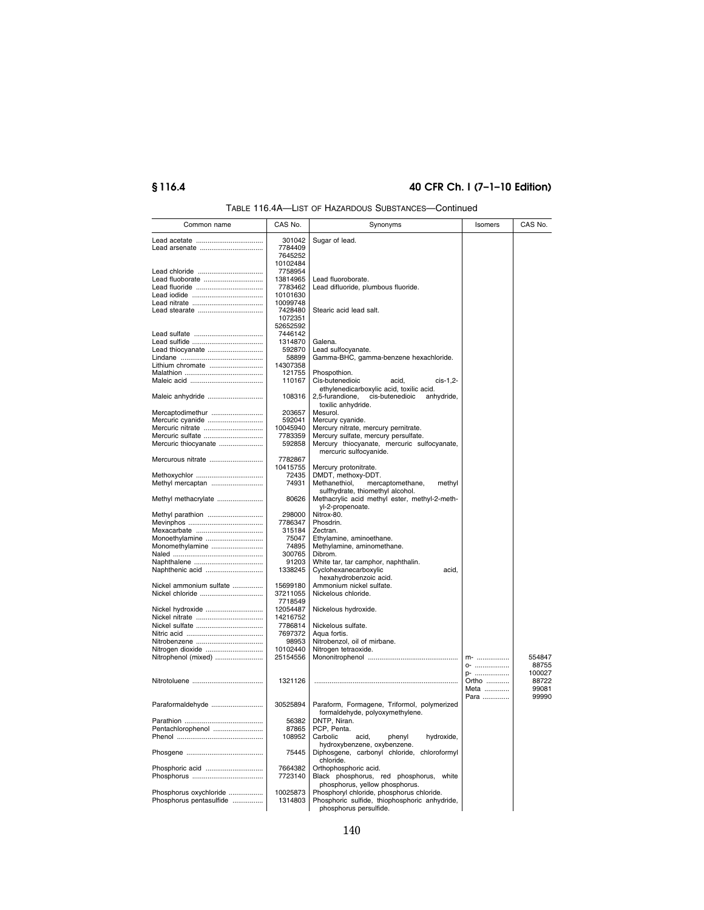TABLE 116.4A—LIST OF HAZARDOUS SUBSTANCES—Continued

| Common name | CAS No. | Synonyms | Isomers | CAS No. |
|---|---|---|---|---|
| Lead acetate | 301042 | Sugar of lead. | | |
| Lead arsenate | 7784409 | | | |
| | 7645252 | | | |
| | 10102484 | | | |
| Lead chloride | 7758954 | | | |
| Lead fluoborate | 13814965 | Lead fluoroborate. | | |
| Lead fluoride | 7783462 | Lead difluoride, plumbous fluoride. | | |
| Lead iodide | 10101630 | | | |
| Lead nitrate | 10099748 | | | |
| Lead stearate | 7428480 | Stearic acid lead salt. | | |
| | 1072351 | | | |
| | 52652592 | | | |
| Lead sulfate | 7446142 | | | |
| Lead sulfide | 1314870 | Galena. | | |
| Lead thiocyanate | 592870 | Lead sulfocyanate. | | |
| Lindane | 58899 | Gamma-BHC, gamma-benzene hexachloride. | | |
| Lithium chromate | 14307358 | | | |
| Malathion | 121755 | Phospothion. | | |
| Maleic acid | 110167 | Cis-butenedioic acid, cis-1,2-ethylenedicarboxylic acid, toxilic acid. | | |
| Maleic anhydride | 108316 | 2,5-furandione, cis-butenedioic anhydride, toxilic anhydride. | | |
| Mercaptodimethur | 203657 | Mesurol. | | |
| Mercuric cyanide | 592041 | Mercury cyanide. | | |
| Mercuric nitrate | 10045940 | Mercury nitrate, mercury pernitrate. | | |
| Mercuric sulfate | 7783359 | Mercury sulfate, mercury persulfate. | | |
| Mercuric thiocyanate | 592858 | Mercury thiocyanate, mercuric sulfocyanate, mercuric sulfocyanide. | | |
| Mercurous nitrate | 7782867 | | | |
| | 10415755 | Mercury protonitrate. | | |
| Methoxychlor | 72435 | DMDT, methoxy-DDT. | | |
| Methyl mercaptan | 74931 | Methanethiol, mercaptomethane, methyl sulfhydrate, thiomethyl alcohol. | | |
| Methyl methacrylate | 80626 | Methacrylic acid methyl ester, methyl-2-methyl-2-propenoate. | | |
| Methyl parathion | 298000 | Nitrox-80. | | |
| Mevinphos | 7786347 | Phosdrin. | | |
| Mexacarbate | 315184 | Zectran. | | |
| Monoethylamine | 75047 | Ethylamine, aminoethane. | | |
| Monomethylamine | 74895 | Methylamine, aminomethane. | | |
| Naled | 300765 | Dibrom. | | |
| Naphthalene | 91203 | White tar, tar camphor, naphthalin. | | |
| Naphthenic acid | 1338245 | Cyclohexanecarboxylic acid, hexahydrobenzoic acid. | | |
| Nickel ammonium sulfate | 15699180 | Ammonium nickel sulfate. | | |
| Nickel chloride | 37211055 | Nickelous chloride. | | |
| | 7718549 | | | |
| Nickel hydroxide | 12054487 | Nickelous hydroxide. | | |
| Nickel nitrate | 14216752 | | | |
| Nickel sulfate | 7786814 | Nickelous sulfate. | | |
| Nitric acid | 7697372 | Aqua fortis. | | |
| Nitrobenzene | 98953 | Nitrobenzol, oil of mirbane. | | |
| Nitrogen dioxide | 10102440 | Nitrogen tetraoxide. | | |
| Nitrophenol (mixed) | 25154556 | Mononitrophenol | m- | 554847 |
| | | | o- | 88755 |
| | | | p- | 100027 |
| Nitrotoluene | 1321126 | | Ortho | 88722 |
| | | | Meta | 99081 |
| | | | Para | 99990 |
| Paraformaldehyde | 30525894 | Paraform, Formagene, Triformol, polymerized formaldehyde, polyoxymethylene. | | |
| Parathion | 56382 | DNTP, Niran. | | |
| Pentachlorophenol | 87865 | PCP, Penta. | | |
| Phenol | 108952 | Carbolic acid, phenyl hydroxide, hydroxybenzene, oxybenzene. | | |
| Phosgene | 75445 | Diphosgene, carbonyl chloride, chloroformyl chloride. | | |
| Phosphoric acid | 7664382 | Orthophosphoric acid. | | |
| Phosphorus | 7723140 | Black phosphorus, red phosphorus, white phosphorus, yellow phosphorus. | | |
| Phosphorus oxychloride | 10025873 | Phosphoryl chloride, phosphorus chloride. | | |
| Phosphorus pentasulfide | 1314803 | Phosphoric sulfide, thiophosphoric anhydride, phosphorus persulfide. | | |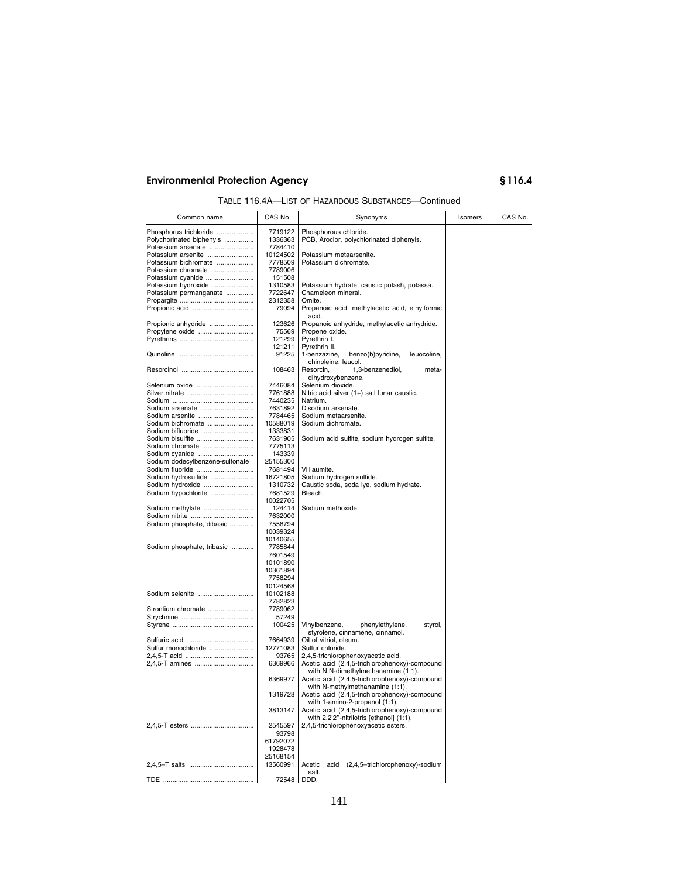TABLE 116.4A—LIST OF HAZARDOUS SUBSTANCES—Continued

| Common name | CAS No. | Synonyms | Isomers | CAS No. |
|---|---|---|---|---|
| Phosphorus trichloride | 7719122 | Phosphorous chloride. | | |
| Polychorinated biphenyls | 1336363 | PCB, Aroclor, polychlorinated diphenyls. | | |
| Potassium arsenate | 7784410 | | | |
| Potassium arsenite | 10124502 | Potassium metaarsenite. | | |
| Potassium bichromate | 7778509 | Potassium dichromate. | | |
| Potassium chromate | 7789006 | | | |
| Potassium cyanide | 151508 | | | |
| Potassium hydroxide | 1310583 | Potassium hydrate, caustic potash, potassa. | | |
| Potassium permanganate | 7722647 | Chameleon mineral. | | |
| Propargite | 2312358 | Omite. | | |
| Propionic acid | 79094 | Propanoic acid, methylacetic acid, ethylformic acid. | | |
| Propionic anhydride | 123626 | Propanoic anhydride, methylacetic anhydride. | | |
| Propylene oxide | 75569 | Propene oxide. | | |
| Pyrethrins | 121299 | Pyrethrin I. | | |
| | 121211 | Pyrethrin II. | | |
| Quinoline | 91225 | 1-benzazine, benzo(b)pyridine, leuocoline, chinoleine, leucol. | | |
| Resorcinol | 108463 | Resorcin, 1,3-benzenediol, meta-dihydroxybenzene. | | |
| Selenium oxide | 7446084 | Selenium dioxide. | | |
| Silver nitrate | 7761888 | Nitric acid silver (1+) salt lunar caustic. | | |
| Sodium | 7440235 | Natrium. | | |
| Sodium arsenate | 7631892 | Disodium arsenate. | | |
| Sodium arsenite | 7784465 | Sodium metaarsenite. | | |
| Sodium bichromate | 10588019 | Sodium dichromate. | | |
| Sodium bifluoride | 1333831 | | | |
| Sodium bisulfite | 7631905 | Sodium acid sulfite, sodium hydrogen sulfite. | | |
| Sodium chromate | 7775113 | | | |
| Sodium cyanide | 143339 | | | |
| Sodium dodecylbenzene-sulfonate | 25155300 | | | |
| Sodium fluoride | 7681494 | Villiaumite. | | |
| Sodium hydrosulfide | 16721805 | Sodium hydrogen sulfide. | | |
| Sodium hydroxide | 1310732 | Caustic soda, soda lye, sodium hydrate. | | |
| Sodium hypochlorite | 7681529 | Bleach. | | |
| | 10022705 | | | |
| Sodium methylate | 124414 | Sodium methoxide. | | |
| Sodium nitrite | 7632000 | | | |
| Sodium phosphate, dibasic | 7558794 | | | |
| | 10039324 | | | |
| | 10140655 | | | |
| Sodium phosphate, tribasic | 7785844 | | | |
| | 7601549 | | | |
| | 10101890 | | | |
| | 10361894 | | | |
| | 7758294 | | | |
| | 10124568 | | | |
| Sodium selenite | 10102188 | | | |
| | 7782823 | | | |
| Strontium chromate | 7789062 | | | |
| Strychnine | 57249 | | | |
| Styrene | 100425 | Vinylbenzene, phenylethylene, styrol, styrolene, cinnamene, cinnamol. | | |
| Sulfuric acid | 7664939 | Oil of vitriol, oleum. | | |
| Sulfur monochloride | 12771083 | Sulfur chloride. | | |
| 2,4,5-T acid | 93765 | 2,4,5-trichlorophenoxyacetic acid. | | |
| 2,4,5-T amines | 6369966 | Acetic acid (2,4,5-trichlorophenoxy)-compound with N,N-dimethylmethanamine (1:1). | | |
| | 6369977 | Acetic acid (2,4,5-trichlorophenoxy)-compound with N-methylmethanamine (1:1). | | |
| | 1319728 | Acetic acid (2,4,5-trichlorophenoxy)-compound with 1-amino-2-propanol (1:1). | | |
| | 3813147 | Acetic acid (2,4,5-trichlorophenoxy)-compound with 2,2'2''-nitrilotris [ethanol] (1:1). | | |
| 2,4,5-T esters | 2545597 | 2,4,5-trichlorophenoxyacetic esters. | | |
| | 93798 | | | |
| | 61792072 | | | |
| | 1928478 | | | |
| | 25168154 | | | |
| 2,4,5–T salts | 13560991 | Acetic acid (2,4,5–trichlorophenoxy)-sodium salt. | | |
| TDE | 72548 | DDD. | | |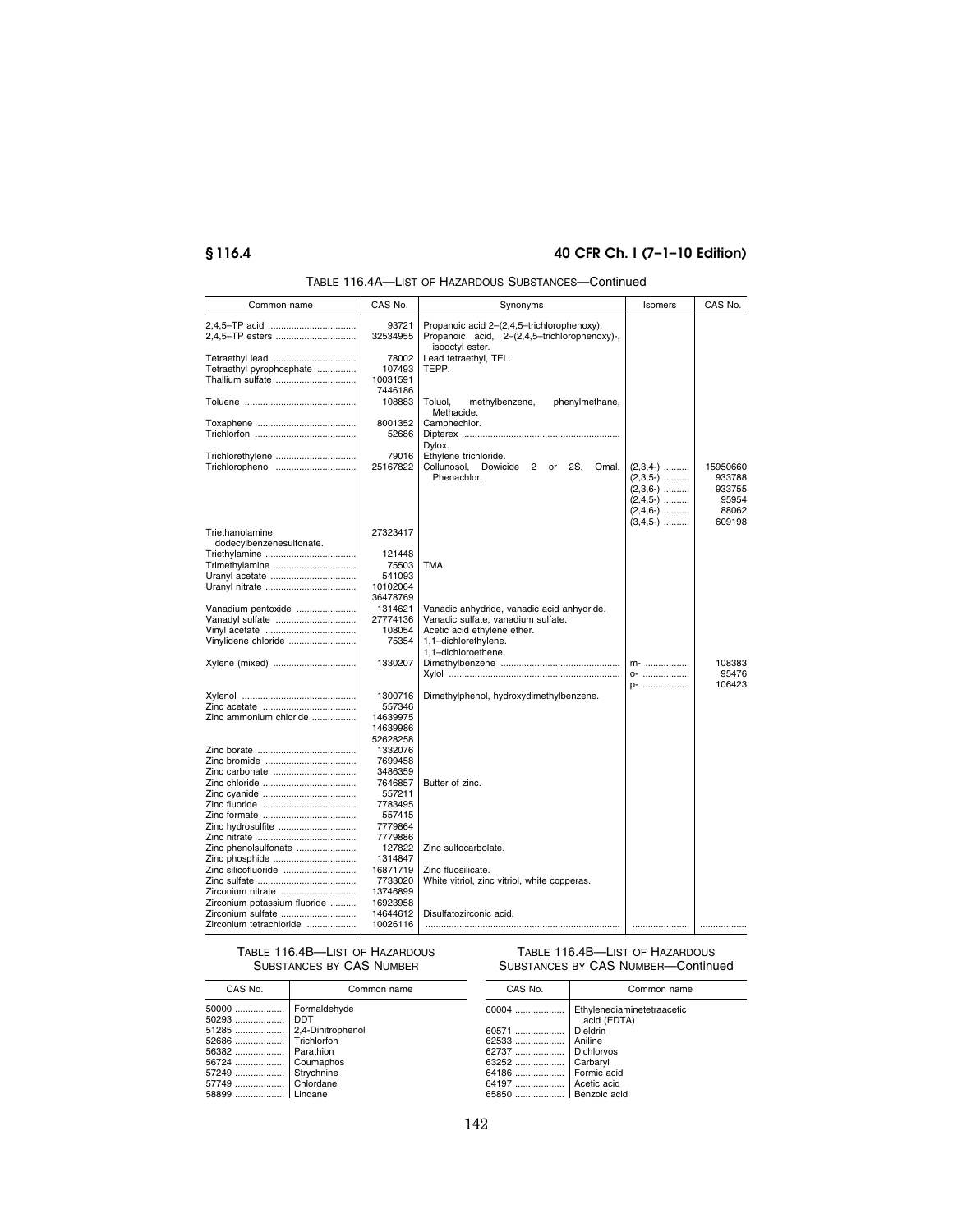TABLE 116.4A—LIST OF HAZARDOUS SUBSTANCES—Continued

| Common name | CAS No. | Synonyms | Isomers | CAS No. |
|---|---|---|---|---|
| 2,4,5–TP acid | 93721 | Propanoic acid 2–(2,4,5–trichlorophenoxy). | | |
| 2,4,5–TP esters | 32534955 | Propanoic acid, 2–(2,4,5–trichlorophenoxy)-, isooctyl ester. | | |
| Tetraethyl lead | 78002 | Lead tetraethyl, TEL. | | |
| Tetraethyl pyrophosphate | 107493 | TEPP. | | |
| Thallium sulfate | 10031591<br>7446186 | | | |
| Toluene | 108883 | Toluol, methylbenzene, phenylmethane, Methacide. | | |
| Toxaphene | 8001352 | Camphechlor. | | |
| Trichlorfon | 52686 | Dipterex<br>Dylox. | | |
| Trichlorethylene | 79016 | Ethylene trichloride. | | |
| Trichlorophenol | 25167822 | Collunosol, Dowicide 2 or 2S, Omal, Phenachlor. | (2,3,4-)<br>(2,3,5-)<br>(2,3,6-)<br>(2,4,5-)<br>(2,4,6-)<br>(3,4,5-) | 15950660<br>933788<br>933755<br>95954<br>88062<br>609198 |
| Triethanolamine dodecylbenzenesulfonate. | 27323417 | | | |
| Triethylamine | 121448 | | | |
| Trimethylamine | 75503 | TMA. | | |
| Uranyl acetate | 541093 | | | |
| Uranyl nitrate | 10102064<br>36478769 | | | |
| Vanadium pentoxide | 1314621 | Vanadic anhydride, vanadic acid anhydride. | | |
| Vanadyl sulfate | 27774136 | Vanadic sulfate, vanadium sulfate. | | |
| Vinyl acetate | 108054 | Acetic acid ethylene ether. | | |
| Vinylidene chloride | 75354 | 1,1–dichlorethylene.<br>1,1–dichloroethene. | | |
| Xylene (mixed) | 1330207 | Dimethylbenzene<br>Xylol | m-<br>o-<br>p- | 108383<br>95476<br>106423 |
| Xylenol | 1300716 | Dimethylphenol, hydroxydimethylbenzene. | | |
| Zinc acetate | 557346 | | | |
| Zinc ammonium chloride | 14639975<br>14639986<br>52628258 | | | |
| Zinc borate | 1332076 | | | |
| Zinc bromide | 7699458 | | | |
| Zinc carbonate | 3486359 | | | |
| Zinc chloride | 7646857 | Butter of zinc. | | |
| Zinc cyanide | 557211 | | | |
| Zinc fluoride | 7783495 | | | |
| Zinc formate | 557415 | | | |
| Zinc hydrosulfite | 7779864 | | | |
| Zinc nitrate | 7779886 | | | |
| Zinc phenolsulfonate | 127822 | Zinc sulfocarbolate. | | |
| Zinc phosphide | 1314847 | | | |
| Zinc silicofluoride | 16871719 | Zinc fluosilicate. | | |
| Zinc sulfate | 7733020 | White vitriol, zinc vitriol, white copperas. | | |
| Zirconium nitrate | 13746899 | | | |
| Zirconium potassium fluoride | 16923958 | | | |
| Zirconium sulfate | 14644612 | Disulfatozirconic acid. | | |
| Zirconium tetrachloride | 10026116 | | | |

TABLE 116.4B—LIST OF HAZARDOUS SUBSTANCES BY CAS NUMBER

| CAS No. | Common name |
|---|---|
| 50000 | Formaldehyde |
| 50293 | DDT |
| 51285 | 2,4-Dinitrophenol |
| 52686 | Trichlorfon |
| 56382 | Parathion |
| 56724 | Coumaphos |
| 57249 | Strychnine |
| 57749 | Chlordane |
| 58899 | Lindane |
| 60004 | Ethylenediaminetetraacetic acid (EDTA) |
| 60571 | Dieldrin |
| 62533 | Aniline |
| 62737 | Dichlorvos |
| 63252 | Carbaryl |
| 64186 | Formic acid |
| 64197 | Acetic acid |
| 65850 | Benzoic acid |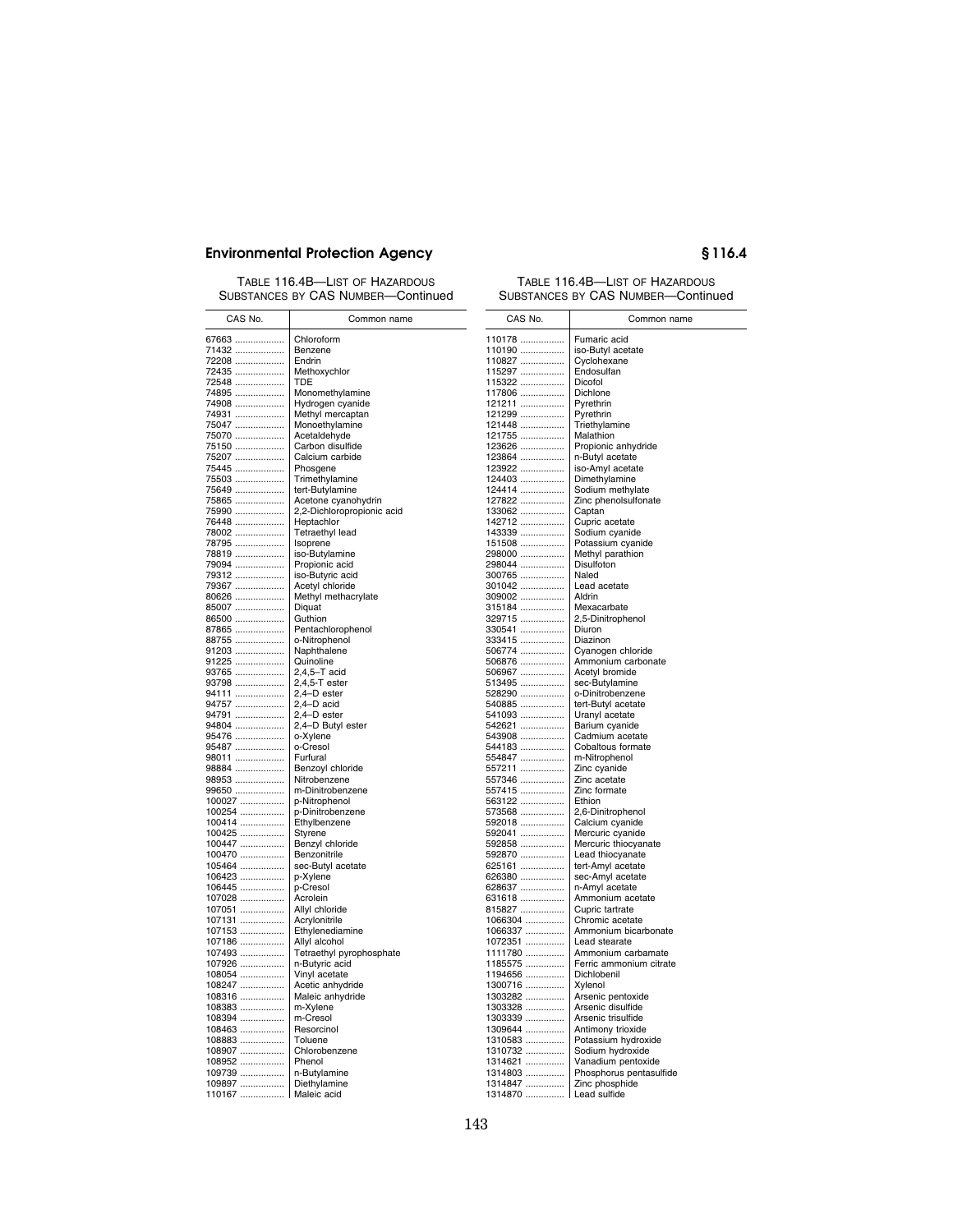TABLE 116.4B—LIST OF HAZARDOUS SUBSTANCES BY CAS NUMBER—Continued

| CAS No. | Common name |
|---|---|
| 67663 | Chloroform |
| 71432 | Benzene |
| 72208 | Endrin |
| 72435 | Methoxychlor |
| 72548 | TDE |
| 74895 | Monomethylamine |
| 74908 | Hydrogen cyanide |
| 74931 | Methyl mercaptan |
| 75047 | Monoethylamine |
| 75070 | Acetaldehyde |
| 75150 | Carbon disulfide |
| 75207 | Calcium carbide |
| 75445 | Phosgene |
| 75503 | Trimethylamine |
| 75649 | tert-Butylamine |
| 75865 | Acetone cyanohydrin |
| 75990 | 2,2-Dichloropropionic acid |
| 76448 | Heptachlor |
| 78002 | Tetraethyl lead |
| 78795 | Isoprene |
| 78819 | iso-Butylamine |
| 79094 | Propionic acid |
| 79312 | iso-Butyric acid |
| 79367 | Acetyl chloride |
| 80626 | Methyl methacrylate |
| 85007 | Diquat |
| 86500 | Guthion |
| 87865 | Pentachlorophenol |
| 88755 | o-Nitrophenol |
| 91203 | Naphthalene |
| 91225 | Quinoline |
| 93765 | 2,4,5–T acid |
| 93798 | 2,4,5-T ester |
| 94111 | 2,4–D ester |
| 94757 | 2,4–D acid |
| 94791 | 2,4–D ester |
| 94804 | 2,4–D Butyl ester |
| 95476 | o-Xylene |
| 95487 | o-Cresol |
| 98011 | Furfural |
| 98884 | Benzoyl chloride |
| 98953 | Nitrobenzene |
| 99650 | m-Dinitrobenzene |
| 100027 | p-Nitrophenol |
| 100254 | p-Dinitrobenzene |
| 100414 | Ethylbenzene |
| 100425 | Styrene |
| 100447 | Benzyl chloride |
| 100470 | Benzonitrile |
| 105464 | sec-Butyl acetate |
| 106423 | p-Xylene |
| 106445 | p-Cresol |
| 107028 | Acrolein |
| 107051 | Allyl chloride |
| 107131 | Acrylonitrile |
| 107153 | Ethylenediamine |
| 107186 | Allyl alcohol |
| 107493 | Tetraethyl pyrophosphate |
| 107926 | n-Butyric acid |
| 108054 | Vinyl acetate |
| 108247 | Acetic anhydride |
| 108316 | Maleic anhydride |
| 108383 | m-Xylene |
| 108394 | m-Cresol |
| 108463 | Resorcinol |
| 108883 | Toluene |
| 108907 | Chlorobenzene |
| 108952 | Phenol |
| 109739 | n-Butylamine |
| 109897 | Diethylamine |
| 110167 | Maleic acid |
| 110178 | Fumaric acid |
| 110190 | iso-Butyl acetate |
| 110827 | Cyclohexane |
| 115297 | Endosulfan |
| 115322 | Dicofol |
| 117806 | Dichlone |
| 121211 | Pyrethrin |
| 121299 | Pyrethrin |
| 121448 | Triethylamine |
| 121755 | Malathion |
| 123626 | Propionic anhydride |
| 123864 | n-Butyl acetate |
| 123922 | iso-Amyl acetate |
| 124403 | Dimethylamine |
| 124414 | Sodium methylate |
| 127822 | Zinc phenolsulfonate |
| 133062 | Captan |
| 142712 | Cupric acetate |
| 143339 | Sodium cyanide |
| 151508 | Potassium cyanide |
| 298000 | Methyl parathion |
| 298044 | Disulfoton |
| 300765 | Naled |
| 301042 | Lead acetate |
| 309002 | Aldrin |
| 315184 | Mexacarbate |
| 329715 | 2,5-Dinitrophenol |
| 330541 | Diuron |
| 333415 | Diazinon |
| 506774 | Cyanogen chloride |
| 506876 | Ammonium carbonate |
| 506967 | Acetyl bromide |
| 513495 | sec-Butylamine |
| 528290 | o-Dinitrobenzene |
| 540885 | tert-Butyl acetate |
| 541093 | Uranyl acetate |
| 542621 | Barium cyanide |
| 543908 | Cadmium acetate |
| 544183 | Cobaltous formate |
| 554847 | m-Nitrophenol |
| 557211 | Zinc cyanide |
| 557346 | Zinc acetate |
| 557415 | Zinc formate |
| 563122 | Ethion |
| 573568 | 2,6-Dinitrophenol |
| 592018 | Calcium cyanide |
| 592041 | Mercuric cyanide |
| 592858 | Mercuric thiocyanate |
| 592870 | Lead thiocyanate |
| 625161 | tert-Amyl acetate |
| 626380 | sec-Amyl acetate |
| 628637 | n-Amyl acetate |
| 631618 | Ammonium acetate |
| 815827 | Cupric tartrate |
| 1066304 | Chromic acetate |
| 1066337 | Ammonium bicarbonate |
| 1072351 | Lead stearate |
| 1111780 | Ammonium carbamate |
| 1185575 | Ferric ammonium citrate |
| 1194656 | Dichlobenil |
| 1300716 | Xylenol |
| 1303282 | Arsenic pentoxide |
| 1303328 | Arsenic disulfide |
| 1303339 | Arsenic trisulfide |
| 1309644 | Antimony trioxide |
| 1310583 | Potassium hydroxide |
| 1310732 | Sodium hydroxide |
| 1314621 | Vanadium pentoxide |
| 1314803 | Phosphorus pentasulfide |
| 1314847 | Zinc phosphide |
| 1314870 | Lead sulfide |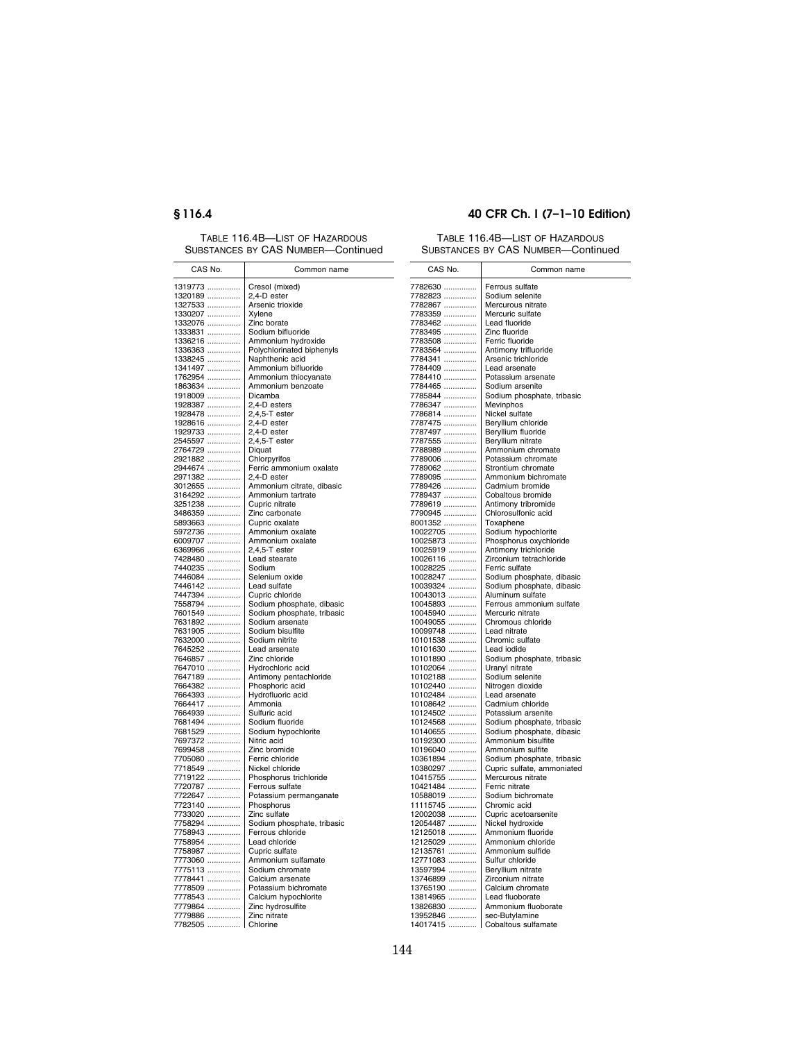TABLE 116.4B—LIST OF HAZARDOUS SUBSTANCES BY CAS NUMBER—Continued

| CAS No. | Common name |
|---|---|
| 1319773 | Cresol (mixed) |
| 1320189 | 2,4-D ester |
| 1327533 | Arsenic trioxide |
| 1330207 | Xylene |
| 1332076 | Zinc borate |
| 1333831 | Sodium bifluoride |
| 1336216 | Ammonium hydroxide |
| 1336363 | Polychlorinated biphenyls |
| 1338245 | Naphthenic acid |
| 1341497 | Ammonium bifluoride |
| 1762954 | Ammonium thiocyanate |
| 1863634 | Ammonium benzoate |
| 1918009 | Dicamba |
| 1928387 | 2,4-D esters |
| 1928478 | 2,4,5-T ester |
| 1928616 | 2,4-D ester |
| 1929733 | 2,4-D ester |
| 2545597 | 2,4,5-T ester |
| 2764729 | Diquat |
| 2921882 | Chlorpyrifos |
| 2944674 | Ferric ammonium oxalate |
| 2971382 | 2,4-D ester |
| 3012655 | Ammonium citrate, dibasic |
| 3164292 | Ammonium tartrate |
| 3251238 | Cupric nitrate |
| 3486359 | Zinc carbonate |
| 5893663 | Cupric oxalate |
| 5972736 | Ammonium oxalate |
| 6009707 | Ammonium oxalate |
| 6369966 | 2,4,5-T ester |
| 7428480 | Lead stearate |
| 7440235 | Sodium |
| 7446084 | Selenium oxide |
| 7446142 | Lead sulfate |
| 7447394 | Cupric chloride |
| 7558794 | Sodium phosphate, dibasic |
| 7601549 | Sodium phosphate, tribasic |
| 7631892 | Sodium arsenate |
| 7631905 | Sodium bisulfite |
| 7632000 | Sodium nitrite |
| 7645252 | Lead arsenate |
| 7646857 | Zinc chloride |
| 7647010 | Hydrochloric acid |
| 7647189 | Antimony pentachloride |
| 7664382 | Phosphoric acid |
| 7664393 | Hydrofluoric acid |
| 7664417 | Ammonia |
| 7664939 | Sulfuric acid |
| 7681494 | Sodium fluoride |
| 7681529 | Sodium hypochlorite |
| 7697372 | Nitric acid |
| 7699458 | Zinc bromide |
| 7705080 | Ferric chloride |
| 7718549 | Nickel chloride |
| 7719122 | Phosphorus trichloride |
| 7720787 | Ferrous sulfate |
| 7722647 | Potassium permanganate |
| 7723140 | Phosphorus |
| 7733020 | Zinc sulfate |
| 7758294 | Sodium phosphate, tribasic |
| 7758943 | Ferrous chloride |
| 7758954 | Lead chloride |
| 7758987 | Cupric sulfate |
| 7773060 | Ammonium sulfamate |
| 7775113 | Sodium chromate |
| 7778441 | Calcium arsenate |
| 7778509 | Potassium bichromate |
| 7778543 | Calcium hypochlorite |
| 7779864 | Zinc hydrosulfite |
| 7779886 | Zinc nitrate |
| 7782505 | Chlorine |
| 7782630 | Ferrous sulfate |
| 7782823 | Sodium selenite |
| 7782867 | Mercurous nitrate |
| 7783359 | Mercuric sulfate |
| 7783462 | Lead fluoride |
| 7783495 | Zinc fluoride |
| 7783508 | Ferric fluoride |
| 7783564 | Antimony trifluoride |
| 7784341 | Arsenic trichloride |
| 7784409 | Lead arsenate |
| 7784410 | Potassium arsenate |
| 7784465 | Sodium arsenite |
| 7785844 | Sodium phosphate, tribasic |
| 7786347 | Mevinphos |
| 7786814 | Nickel sulfate |
| 7787475 | Beryllium chloride |
| 7787497 | Beryllium fluoride |
| 7787555 | Beryllium nitrate |
| 7788989 | Ammonium chromate |
| 7789006 | Potassium chromate |
| 7789062 | Strontium chromate |
| 7789095 | Ammonium bichromate |
| 7789426 | Cadmium bromide |
| 7789437 | Cobaltous bromide |
| 7789619 | Antimony tribromide |
| 7790945 | Chlorosulfonic acid |
| 8001352 | Toxaphene |
| 10022705 | Sodium hypochlorite |
| 10025873 | Phosphorus oxychloride |
| 10025919 | Antimony trichloride |
| 10026116 | Zirconium tetrachloride |
| 10028225 | Ferric sulfate |
| 10028247 | Sodium phosphate, dibasic |
| 10039324 | Sodium phosphate, dibasic |
| 10043013 | Aluminum sulfate |
| 10045893 | Ferrous ammonium sulfate |
| 10045940 | Mercuric nitrate |
| 10049055 | Chromous chloride |
| 10099748 | Lead nitrate |
| 10101538 | Chromic sulfate |
| 10101630 | Lead iodide |
| 10101890 | Sodium phosphate, tribasic |
| 10102064 | Uranyl nitrate |
| 10102188 | Sodium selenite |
| 10102440 | Nitrogen dioxide |
| 10102484 | Lead arsenate |
| 10108642 | Cadmium chloride |
| 10124502 | Potassium arsenite |
| 10124568 | Sodium phosphate, tribasic |
| 10140655 | Sodium phosphate, dibasic |
| 10192300 | Ammonium bisulfite |
| 10196040 | Ammonium sulfite |
| 10361894 | Sodium phosphate, tribasic |
| 10380297 | Cupric sulfate, ammoniated |
| 10415755 | Mercurous nitrate |
| 10421484 | Ferric nitrate |
| 10588019 | Sodium bichromate |
| 11115745 | Chromic acid |
| 12002038 | Cupric acetoarsenite |
| 12054487 | Nickel hydroxide |
| 12125018 | Ammonium fluoride |
| 12125029 | Ammonium chloride |
| 12135761 | Ammonium sulfide |
| 12771083 | Sulfur chloride |
| 13597994 | Beryllium nitrate |
| 13746899 | Zirconium nitrate |
| 13765190 | Calcium chromate |
| 13814965 | Lead fluoborate |
| 13826830 | Ammonium fluoborate |
| 13952846 | sec-Butylamine |
| 14017415 | Cobaltous sulfamate |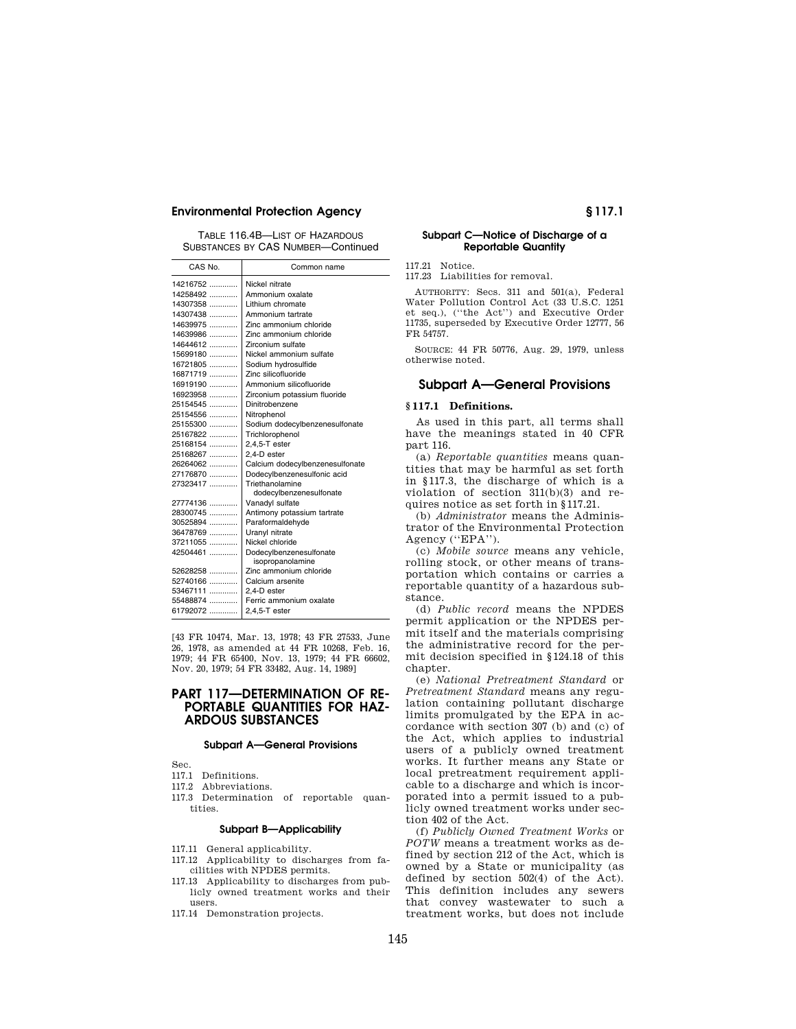TABLE 116.4B—LIST OF HAZARDOUS SUBSTANCES BY CAS NUMBER—Continued

| CAS No. | Common name |
|---|---|
| 14216752 | Nickel nitrate |
| 14258492 | Ammonium oxalate |
| 14307358 | Lithium chromate |
| 14307438 | Ammonium tartrate |
| 14639975 | Zinc ammonium chloride |
| 14639986 | Zinc ammonium chloride |
| 14644612 | Zirconium sulfate |
| 15699180 | Nickel ammonium sulfate |
| 16721805 | Sodium hydrosulfide |
| 16871719 | Zinc silicofluoride |
| 16919190 | Ammonium silicofluoride |
| 16923958 | Zirconium potassium fluoride |
| 25154545 | Dinitrobenzene |
| 25154556 | Nitrophenol |
| 25155300 | Sodium dodecylbenzenesulfonate |
| 25167822 | Trichlorophenol |
| 25168154 | 2,4,5-T ester |
| 25168267 | 2,4-D ester |
| 26264062 | Calcium dodecylbenzenesulfonate |
| 27176870 | Dodecylbenzenesulfonic acid |
| 27323417 | Triethanolamine dodecylbenzenesulfonate |
| 27774136 | Vanadyl sulfate |
| 28300745 | Antimony potassium tartrate |
| 30525894 | Paraformaldehyde |
| 36478769 | Uranyl nitrate |
| 37211055 | Nickel chloride |
| 42504461 | Dodecylbenzenesulfonate isopropanolamine |
| 52628258 | Zinc ammonium chloride |
| 52740166 | Calcium arsenite |
| 53467111 | 2,4-D ester |
| 55488874 | Ferric ammonium oxalate |
| 61792072 | 2,4,5-T ester |

[43 FR 10474, Mar. 13, 1978; 43 FR 27533, June 26, 1978, as amended at 44 FR 10268, Feb. 16, 1979; 44 FR 65400, Nov. 13, 1979; 44 FR 66602, Nov. 20, 1979; 54 FR 33482, Aug. 14, 1989]

# PART 117—DETERMINATION OF REPORTABLE QUANTITIES FOR HAZARDOUS SUBSTANCES

### Subpart A—General Provisions

Sec.
117.1 Definitions.
117.2 Abbreviations.
117.3 Determination of reportable quantities.

### Subpart B—Applicability

117.11 General applicability.
117.12 Applicability to discharges from facilities with NPDES permits.
117.13 Applicability to discharges from publicly owned treatment works and their users.
117.14 Demonstration projects.

### Subpart C—Notice of Discharge of a Reportable Quantity

117.21 Notice.
117.23 Liabilities for removal.

AUTHORITY: Secs. 311 and 501(a), Federal Water Pollution Control Act (33 U.S.C. 1251 et seq.), (''the Act'') and Executive Order 11735, superseded by Executive Order 12777, 56 FR 54757.

SOURCE: 44 FR 50776, Aug. 29, 1979, unless otherwise noted.

## Subpart A—General Provisions

### § 117.1 Definitions.

As used in this part, all terms shall have the meanings stated in 40 CFR part 116.

(a) *Reportable quantities* means quantities that may be harmful as set forth in §117.3, the discharge of which is a violation of section 311(b)(3) and requires notice as set forth in §117.21.

(b) *Administrator* means the Administrator of the Environmental Protection Agency (''EPA'').

(c) *Mobile source* means any vehicle, rolling stock, or other means of transportation which contains or carries a reportable quantity of a hazardous substance.

(d) *Public record* means the NPDES permit application or the NPDES permit itself and the materials comprising the administrative record for the permit decision specified in §124.18 of this chapter.

(e) *National Pretreatment Standard* or *Pretreatment Standard* means any regulation containing pollutant discharge limits promulgated by the EPA in accordance with section 307 (b) and (c) of the Act, which applies to industrial users of a publicly owned treatment works. It further means any State or local pretreatment requirement applicable to a discharge and which is incorporated into a permit issued to a publicly owned treatment works under section 402 of the Act.

(f) *Publicly Owned Treatment Works* or *POTW* means a treatment works as defined by section 212 of the Act, which is owned by a State or municipality (as defined by section 502(4) of the Act). This definition includes any sewers that convey wastewater to such a treatment works, but does not include